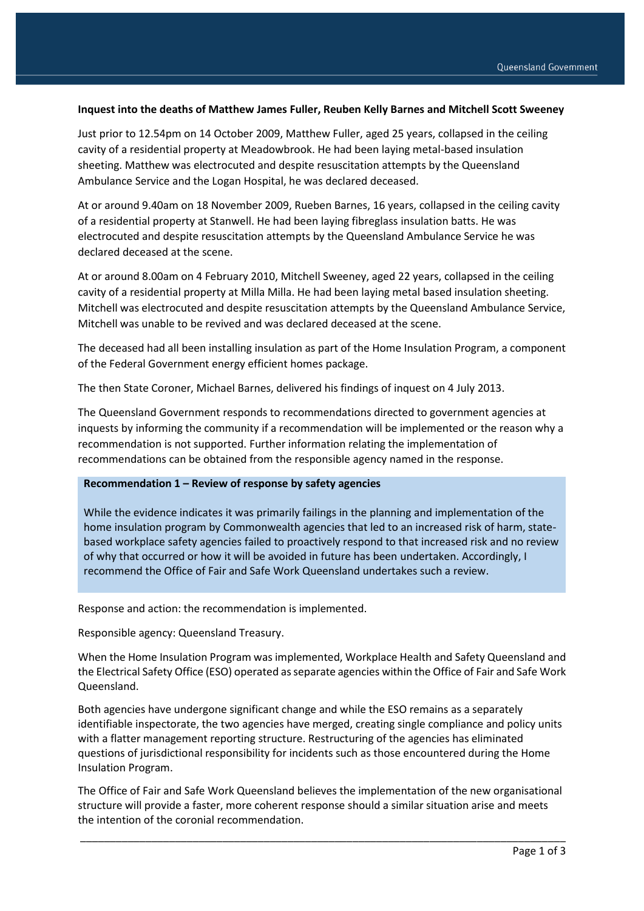**Inquest into the deaths of Matthew James Fuller, Reuben Kelly Barnes and Mitchell Scott Sweeney**

Just prior to 12.54pm on 14 October 2009, Matthew Fuller, aged 25 years, collapsed in the ceiling cavity of a residential property at Meadowbrook. He had been laying metal-based insulation sheeting. Matthew was electrocuted and despite resuscitation attempts by the Queensland Ambulance Service and the Logan Hospital, he was declared deceased.

At or around 9.40am on 18 November 2009, Rueben Barnes, 16 years, collapsed in the ceiling cavity of a residential property at Stanwell. He had been laying fibreglass insulation batts. He was electrocuted and despite resuscitation attempts by the Queensland Ambulance Service he was declared deceased at the scene.

At or around 8.00am on 4 February 2010, Mitchell Sweeney, aged 22 years, collapsed in the ceiling cavity of a residential property at Milla Milla. He had been laying metal based insulation sheeting. Mitchell was electrocuted and despite resuscitation attempts by the Queensland Ambulance Service, Mitchell was unable to be revived and was declared deceased at the scene.

The deceased had all been installing insulation as part of the Home Insulation Program, a component of the Federal Government energy efficient homes package.

The then State Coroner, Michael Barnes, delivered his findings of inquest on 4 July 2013.

The Queensland Government responds to recommendations directed to government agencies at inquests by informing the community if a recommendation will be implemented or the reason why a recommendation is not supported. Further information relating the implementation of recommendations can be obtained from the responsible agency named in the response.

**Recommendation 1 – Review of response by safety agencies**

While the evidence indicates it was primarily failings in the planning and implementation of the home insulation program by Commonwealth agencies that led to an increased risk of harm, state-based workplace safety agencies failed to proactively respond to that increased risk and no review of why that occurred or how it will be avoided in future has been undertaken. Accordingly, I recommend the Office of Fair and Safe Work Queensland undertakes such a review.

Response and action: the recommendation is implemented.

Responsible agency: Queensland Treasury.

When the Home Insulation Program was implemented, Workplace Health and Safety Queensland and the Electrical Safety Office (ESO) operated as separate agencies within the Office of Fair and Safe Work Queensland.

Both agencies have undergone significant change and while the ESO remains as a separately identifiable inspectorate, the two agencies have merged, creating single compliance and policy units with a flatter management reporting structure. Restructuring of the agencies has eliminated questions of jurisdictional responsibility for incidents such as those encountered during the Home Insulation Program.

The Office of Fair and Safe Work Queensland believes the implementation of the new organisational structure will provide a faster, more coherent response should a similar situation arise and meets the intention of the coronial recommendation.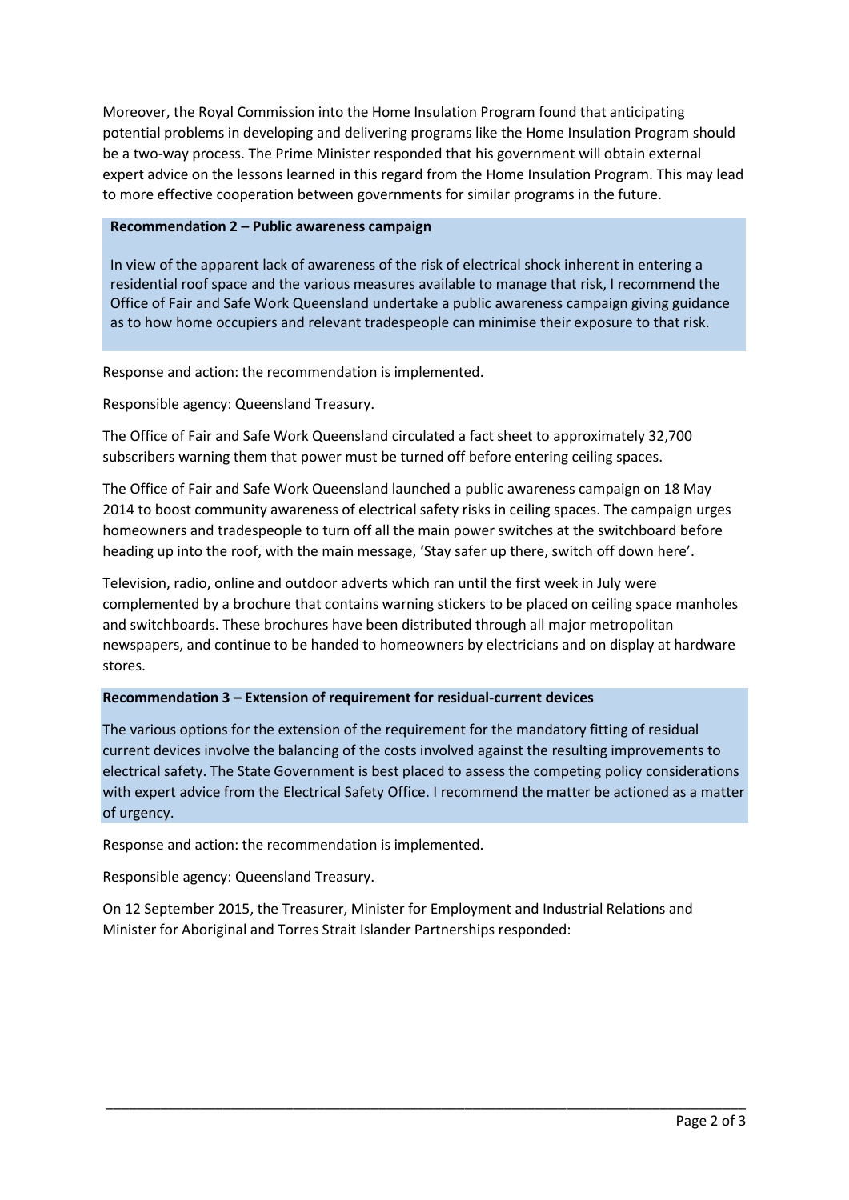Moreover, the Royal Commission into the Home Insulation Program found that anticipating potential problems in developing and delivering programs like the Home Insulation Program should be a two-way process. The Prime Minister responded that his government will obtain external expert advice on the lessons learned in this regard from the Home Insulation Program. This may lead to more effective cooperation between governments for similar programs in the future.

**Recommendation 2 – Public awareness campaign**

In view of the apparent lack of awareness of the risk of electrical shock inherent in entering a residential roof space and the various measures available to manage that risk, I recommend the Office of Fair and Safe Work Queensland undertake a public awareness campaign giving guidance as to how home occupiers and relevant tradespeople can minimise their exposure to that risk.

Response and action: the recommendation is implemented.

Responsible agency: Queensland Treasury.

The Office of Fair and Safe Work Queensland circulated a fact sheet to approximately 32,700 subscribers warning them that power must be turned off before entering ceiling spaces.

The Office of Fair and Safe Work Queensland launched a public awareness campaign on 18 May 2014 to boost community awareness of electrical safety risks in ceiling spaces. The campaign urges homeowners and tradespeople to turn off all the main power switches at the switchboard before heading up into the roof, with the main message, 'Stay safer up there, switch off down here'.

Television, radio, online and outdoor adverts which ran until the first week in July were complemented by a brochure that contains warning stickers to be placed on ceiling space manholes and switchboards. These brochures have been distributed through all major metropolitan newspapers, and continue to be handed to homeowners by electricians and on display at hardware stores.

**Recommendation 3 – Extension of requirement for residual-current devices**

The various options for the extension of the requirement for the mandatory fitting of residual current devices involve the balancing of the costs involved against the resulting improvements to electrical safety. The State Government is best placed to assess the competing policy considerations with expert advice from the Electrical Safety Office. I recommend the matter be actioned as a matter of urgency.

Response and action: the recommendation is implemented.

Responsible agency: Queensland Treasury.

On 12 September 2015, the Treasurer, Minister for Employment and Industrial Relations and Minister for Aboriginal and Torres Strait Islander Partnerships responded: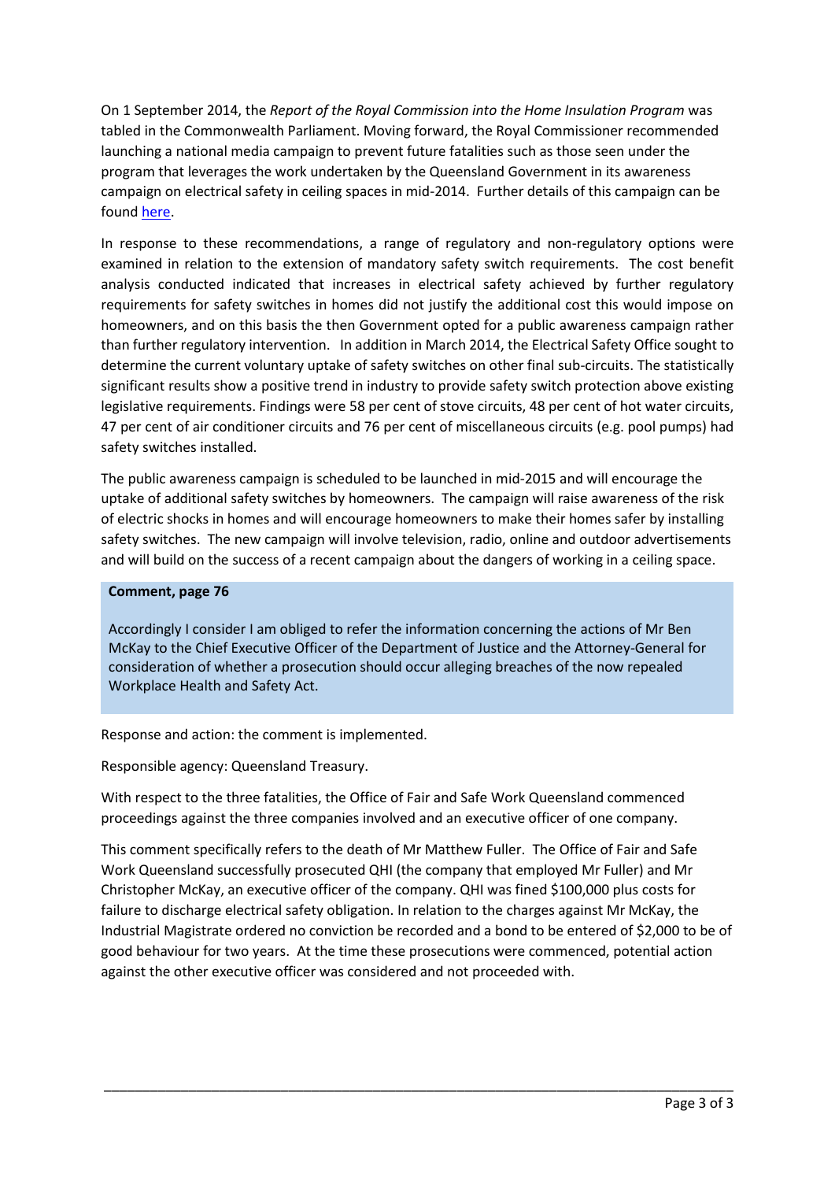On 1 September 2014, the *Report of the Royal Commission into the Home Insulation Program* was tabled in the Commonwealth Parliament. Moving forward, the Royal Commissioner recommended launching a national media campaign to prevent future fatalities such as those seen under the program that leverages the work undertaken by the Queensland Government in its awareness campaign on electrical safety in ceiling spaces in mid-2014. Further details of this campaign can be found [here](here).

In response to these recommendations, a range of regulatory and non-regulatory options were examined in relation to the extension of mandatory safety switch requirements. The cost benefit analysis conducted indicated that increases in electrical safety achieved by further regulatory requirements for safety switches in homes did not justify the additional cost this would impose on homeowners, and on this basis the then Government opted for a public awareness campaign rather than further regulatory intervention. In addition in March 2014, the Electrical Safety Office sought to determine the current voluntary uptake of safety switches on other final sub-circuits. The statistically significant results show a positive trend in industry to provide safety switch protection above existing legislative requirements. Findings were 58 per cent of stove circuits, 48 per cent of hot water circuits, 47 per cent of air conditioner circuits and 76 per cent of miscellaneous circuits (e.g. pool pumps) had safety switches installed.

The public awareness campaign is scheduled to be launched in mid-2015 and will encourage the uptake of additional safety switches by homeowners. The campaign will raise awareness of the risk of electric shocks in homes and will encourage homeowners to make their homes safer by installing safety switches. The new campaign will involve television, radio, online and outdoor advertisements and will build on the success of a recent campaign about the dangers of working in a ceiling space.

> **Comment, page 76**
>
> Accordingly I consider I am obliged to refer the information concerning the actions of Mr Ben McKay to the Chief Executive Officer of the Department of Justice and the Attorney-General for consideration of whether a prosecution should occur alleging breaches of the now repealed Workplace Health and Safety Act.

Response and action: the comment is implemented.

Responsible agency: Queensland Treasury.

With respect to the three fatalities, the Office of Fair and Safe Work Queensland commenced proceedings against the three companies involved and an executive officer of one company.

This comment specifically refers to the death of Mr Matthew Fuller. The Office of Fair and Safe Work Queensland successfully prosecuted QHI (the company that employed Mr Fuller) and Mr Christopher McKay, an executive officer of the company. QHI was fined $100,000 plus costs for failure to discharge electrical safety obligation. In relation to the charges against Mr McKay, the Industrial Magistrate ordered no conviction be recorded and a bond to be entered of $2,000 to be of good behaviour for two years. At the time these prosecutions were commenced, potential action against the other executive officer was considered and not proceeded with.